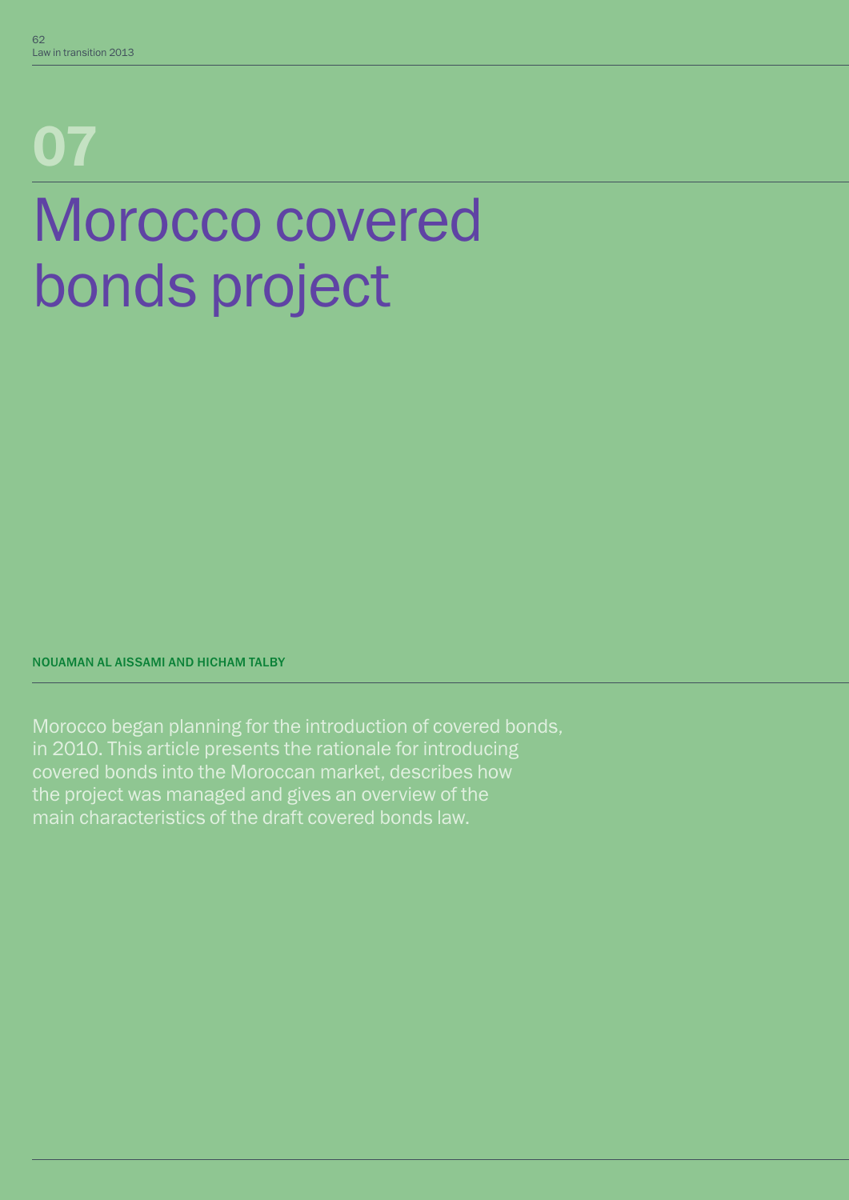# 07

# Morocco covered bonds project

NOUAMAN AL AISSAMI AND HICHAM TALBY

Morocco began planning for the introduction of covered bonds, in 2010. This article presents the rationale for introducing covered bonds into the Moroccan market, describes how the project was managed and gives an overview of the main characteristics of the draft covered bonds law.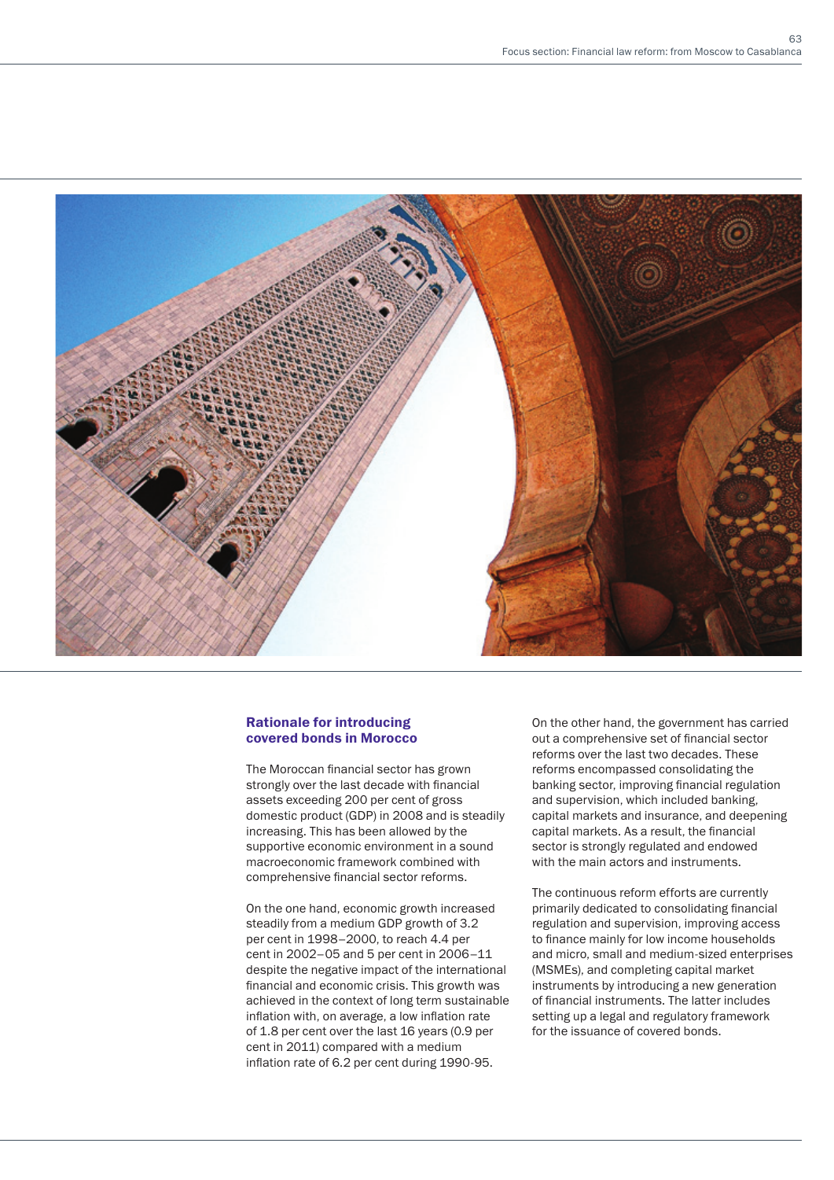## Rationale for introducing covered bonds in Morocco

The Moroccan financial sector has grown strongly over the last decade with financial assets exceeding 200 per cent of gross domestic product (GDP) in 2008 and is steadily increasing. This has been allowed by the supportive economic environment in a sound macroeconomic framework combined with comprehensive financial sector reforms.

On the one hand, economic growth increased steadily from a medium GDP growth of 3.2 per cent in 1998–2000, to reach 4.4 per cent in 2002–05 and 5 per cent in 2006–11 despite the negative impact of the international financial and economic crisis. This growth was achieved in the context of long term sustainable inflation with, on average, a low inflation rate of 1.8 per cent over the last 16 years (0.9 per cent in 2011) compared with a medium inflation rate of 6.2 per cent during 1990-95.

On the other hand, the government has carried out a comprehensive set of financial sector reforms over the last two decades. These reforms encompassed consolidating the banking sector, improving financial regulation and supervision, which included banking, capital markets and insurance, and deepening capital markets. As a result, the financial sector is strongly regulated and endowed with the main actors and instruments.

The continuous reform efforts are currently primarily dedicated to consolidating financial regulation and supervision, improving access to finance mainly for low income households and micro, small and medium-sized enterprises (MSMEs), and completing capital market instruments by introducing a new generation of financial instruments. The latter includes setting up a legal and regulatory framework for the issuance of covered bonds.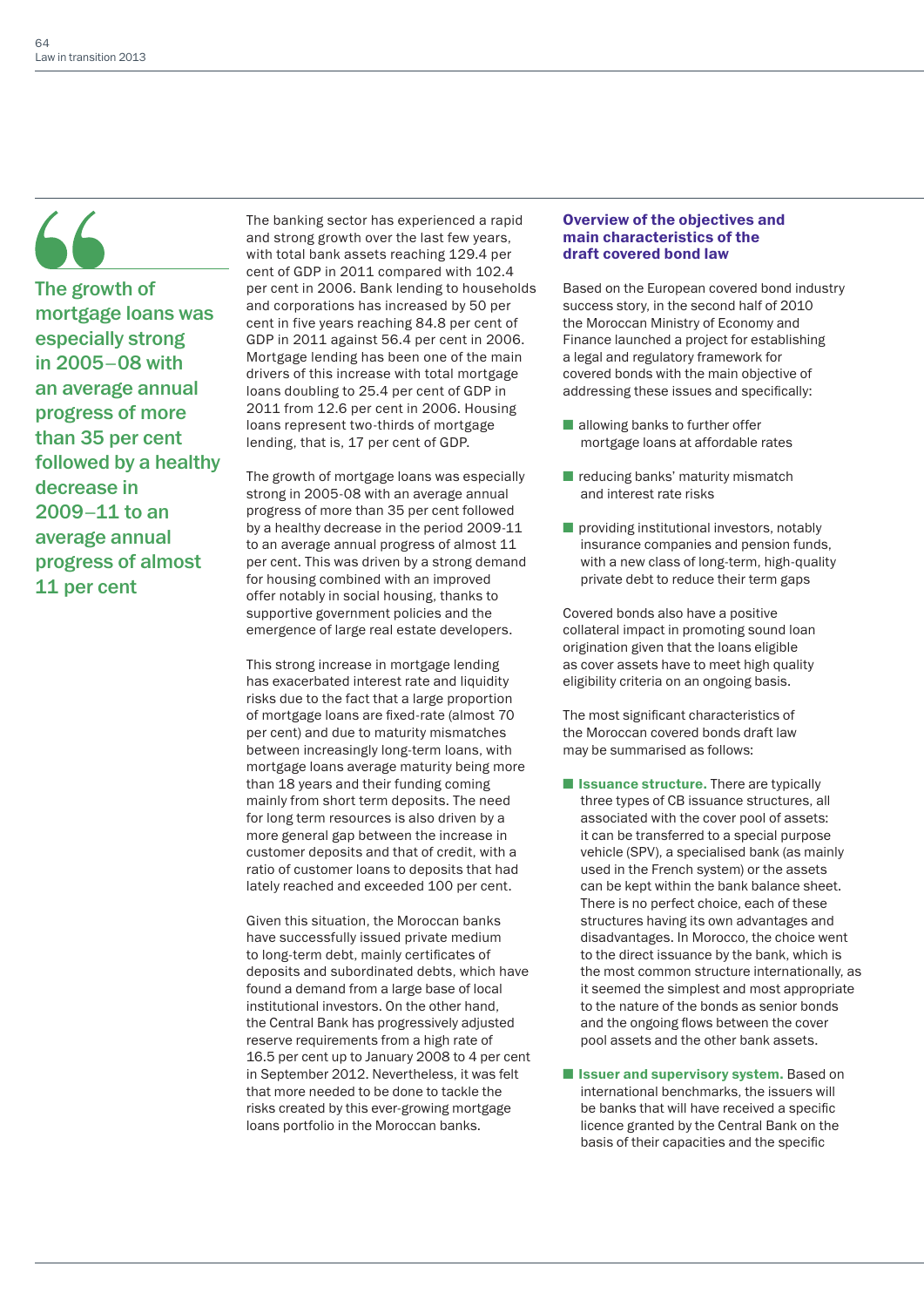> The growth of mortgage loans was especially strong in 2005–08 with an average annual progress of more than 35 per cent followed by a healthy decrease in 2009–11 to an average annual progress of almost 11 per cent

The banking sector has experienced a rapid and strong growth over the last few years, with total bank assets reaching 129.4 per cent of GDP in 2011 compared with 102.4 per cent in 2006. Bank lending to households and corporations has increased by 50 per cent in five years reaching 84.8 per cent of GDP in 2011 against 56.4 per cent in 2006. Mortgage lending has been one of the main drivers of this increase with total mortgage loans doubling to 25.4 per cent of GDP in 2011 from 12.6 per cent in 2006. Housing loans represent two-thirds of mortgage lending, that is, 17 per cent of GDP.

The growth of mortgage loans was especially strong in 2005-08 with an average annual progress of more than 35 per cent followed by a healthy decrease in the period 2009-11 to an average annual progress of almost 11 per cent. This was driven by a strong demand for housing combined with an improved offer notably in social housing, thanks to supportive government policies and the emergence of large real estate developers.

This strong increase in mortgage lending has exacerbated interest rate and liquidity risks due to the fact that a large proportion of mortgage loans are fixed-rate (almost 70 per cent) and due to maturity mismatches between increasingly long-term loans, with mortgage loans average maturity being more than 18 years and their funding coming mainly from short term deposits. The need for long term resources is also driven by a more general gap between the increase in customer deposits and that of credit, with a ratio of customer loans to deposits that had lately reached and exceeded 100 per cent.

Given this situation, the Moroccan banks have successfully issued private medium to long-term debt, mainly certificates of deposits and subordinated debts, which have found a demand from a large base of local institutional investors. On the other hand, the Central Bank has progressively adjusted reserve requirements from a high rate of 16.5 per cent up to January 2008 to 4 per cent in September 2012. Nevertheless, it was felt that more needed to be done to tackle the risks created by this ever-growing mortgage loans portfolio in the Moroccan banks.

### Overview of the objectives and main characteristics of the draft covered bond law

Based on the European covered bond industry success story, in the second half of 2010 the Moroccan Ministry of Economy and Finance launched a project for establishing a legal and regulatory framework for covered bonds with the main objective of addressing these issues and specifically:

- allowing banks to further offer mortgage loans at affordable rates
- reducing banks' maturity mismatch and interest rate risks
- providing institutional investors, notably insurance companies and pension funds, with a new class of long-term, high-quality private debt to reduce their term gaps

Covered bonds also have a positive collateral impact in promoting sound loan origination given that the loans eligible as cover assets have to meet high quality eligibility criteria on an ongoing basis.

The most significant characteristics of the Moroccan covered bonds draft law may be summarised as follows:

- **Issuance structure.** There are typically three types of CB issuance structures, all associated with the cover pool of assets: it can be transferred to a special purpose vehicle (SPV), a specialised bank (as mainly used in the French system) or the assets can be kept within the bank balance sheet. There is no perfect choice, each of these structures having its own advantages and disadvantages. In Morocco, the choice went to the direct issuance by the bank, which is the most common structure internationally, as it seemed the simplest and most appropriate to the nature of the bonds as senior bonds and the ongoing flows between the cover pool assets and the other bank assets.
- **Issuer and supervisory system.** Based on international benchmarks, the issuers will be banks that will have received a specific licence granted by the Central Bank on the basis of their capacities and the specific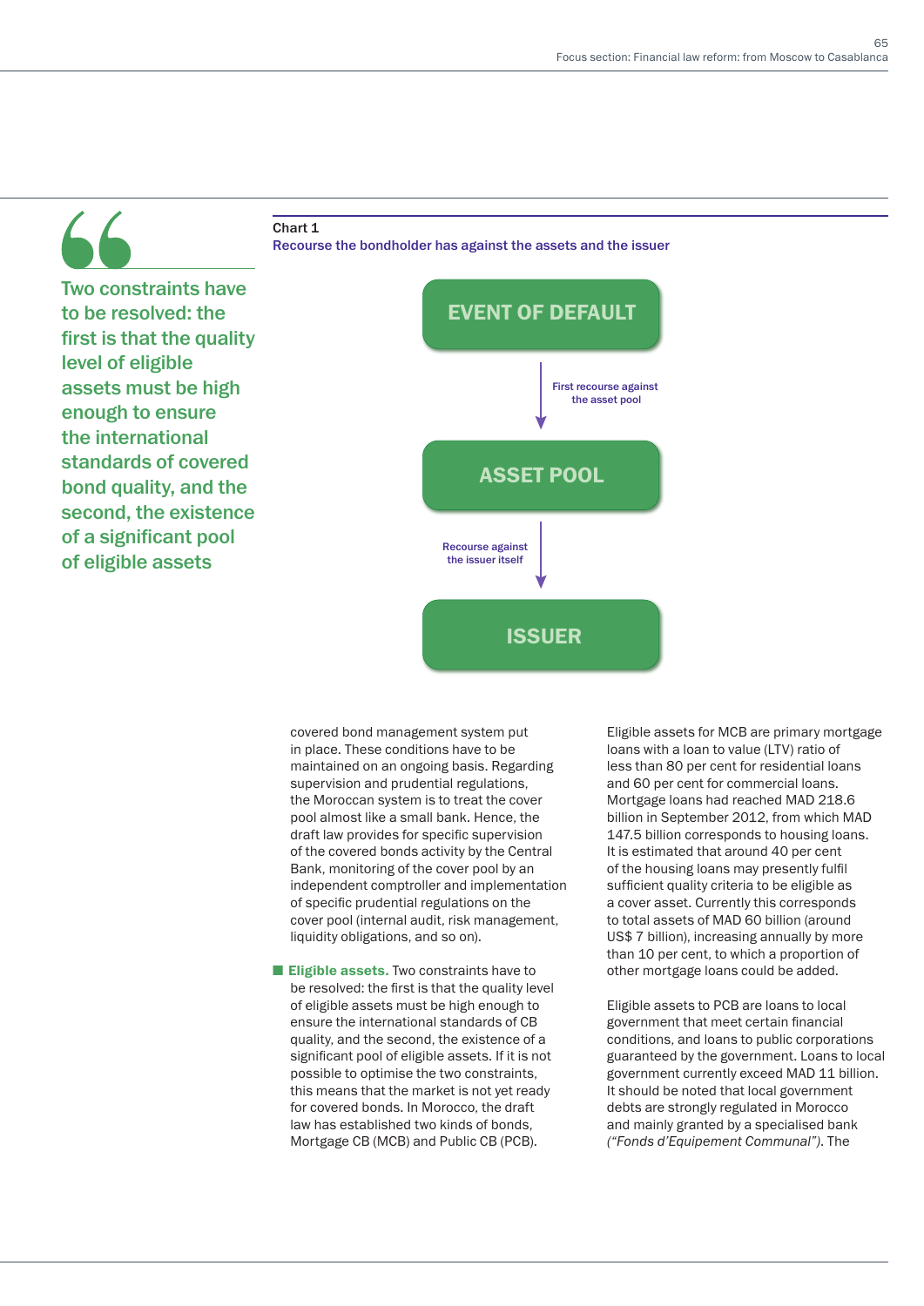> Two constraints have to be resolved: the first is that the quality level of eligible assets must be high enough to ensure the international standards of covered bond quality, and the second, the existence of a significant pool of eligible assets

**Chart 1**
Recourse the bondholder has against the assets and the issuer

EVENT OF DEFAULT

First recourse against the asset pool

ASSET POOL

Recourse against the issuer itself

ISSUER

covered bond management system put in place. These conditions have to be maintained on an ongoing basis. Regarding supervision and prudential regulations, the Moroccan system is to treat the cover pool almost like a small bank. Hence, the draft law provides for specific supervision of the covered bonds activity by the Central Bank, monitoring of the cover pool by an independent comptroller and implementation of specific prudential regulations on the cover pool (internal audit, risk management, liquidity obligations, and so on).

- **Eligible assets.** Two constraints have to be resolved: the first is that the quality level of eligible assets must be high enough to ensure the international standards of CB quality, and the second, the existence of a significant pool of eligible assets. If it is not possible to optimise the two constraints, this means that the market is not yet ready for covered bonds. In Morocco, the draft law has established two kinds of bonds, Mortgage CB (MCB) and Public CB (PCB).

Eligible assets for MCB are primary mortgage loans with a loan to value (LTV) ratio of less than 80 per cent for residential loans and 60 per cent for commercial loans. Mortgage loans had reached MAD 218.6 billion in September 2012, from which MAD 147.5 billion corresponds to housing loans. It is estimated that around 40 per cent of the housing loans may presently fulfil sufficient quality criteria to be eligible as a cover asset. Currently this corresponds to total assets of MAD 60 billion (around US$ 7 billion), increasing annually by more than 10 per cent, to which a proportion of other mortgage loans could be added.

Eligible assets to PCB are loans to local government that meet certain financial conditions, and loans to public corporations guaranteed by the government. Loans to local government currently exceed MAD 11 billion. It should be noted that local government debts are strongly regulated in Morocco and mainly granted by a specialised bank *("Fonds d'Equipement Communal")*. The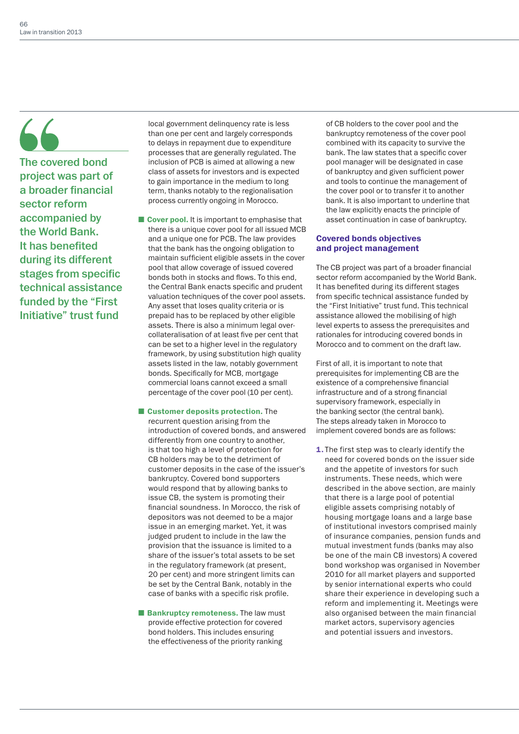> The covered bond project was part of a broader financial sector reform accompanied by the World Bank. It has benefited during its different stages from specific technical assistance funded by the "First Initiative" trust fund

local government delinquency rate is less than one per cent and largely corresponds to delays in repayment due to expenditure processes that are generally regulated. The inclusion of PCB is aimed at allowing a new class of assets for investors and is expected to gain importance in the medium to long term, thanks notably to the regionalisation process currently ongoing in Morocco.

- **Cover pool.** It is important to emphasise that there is a unique cover pool for all issued MCB and a unique one for PCB. The law provides that the bank has the ongoing obligation to maintain sufficient eligible assets in the cover pool that allow coverage of issued covered bonds both in stocks and flows. To this end, the Central Bank enacts specific and prudent valuation techniques of the cover pool assets. Any asset that loses quality criteria or is prepaid has to be replaced by other eligible assets. There is also a minimum legal over-collateralisation of at least five per cent that can be set to a higher level in the regulatory framework, by using substitution high quality assets listed in the law, notably government bonds. Specifically for MCB, mortgage commercial loans cannot exceed a small percentage of the cover pool (10 per cent).
- **Customer deposits protection.** The recurrent question arising from the introduction of covered bonds, and answered differently from one country to another, is that too high a level of protection for CB holders may be to the detriment of customer deposits in the case of the issuer's bankruptcy. Covered bond supporters would respond that by allowing banks to issue CB, the system is promoting their financial soundness. In Morocco, the risk of depositors was not deemed to be a major issue in an emerging market. Yet, it was judged prudent to include in the law the provision that the issuance is limited to a share of the issuer's total assets to be set in the regulatory framework (at present, 20 per cent) and more stringent limits can be set by the Central Bank, notably in the case of banks with a specific risk profile.
- **Bankruptcy remoteness.** The law must provide effective protection for covered bond holders. This includes ensuring the effectiveness of the priority ranking of CB holders to the cover pool and the bankruptcy remoteness of the cover pool combined with its capacity to survive the bank. The law states that a specific cover pool manager will be designated in case of bankruptcy and given sufficient power and tools to continue the management of the cover pool or to transfer it to another bank. It is also important to underline that the law explicitly enacts the principle of asset continuation in case of bankruptcy.

## Covered bonds objectives and project management

The CB project was part of a broader financial sector reform accompanied by the World Bank. It has benefited during its different stages from specific technical assistance funded by the "First Initiative" trust fund. This technical assistance allowed the mobilising of high level experts to assess the prerequisites and rationales for introducing covered bonds in Morocco and to comment on the draft law.

First of all, it is important to note that prerequisites for implementing CB are the existence of a comprehensive financial infrastructure and of a strong financial supervisory framework, especially in the banking sector (the central bank). The steps already taken in Morocco to implement covered bonds are as follows:

1. The first step was to clearly identify the need for covered bonds on the issuer side and the appetite of investors for such instruments. These needs, which were described in the above section, are mainly that there is a large pool of potential eligible assets comprising notably of housing mortgage loans and a large base of institutional investors comprised mainly of insurance companies, pension funds and mutual investment funds (banks may also be one of the main CB investors) A covered bond workshop was organised in November 2010 for all market players and supported by senior international experts who could share their experience in developing such a reform and implementing it. Meetings were also organised between the main financial market actors, supervisory agencies and potential issuers and investors.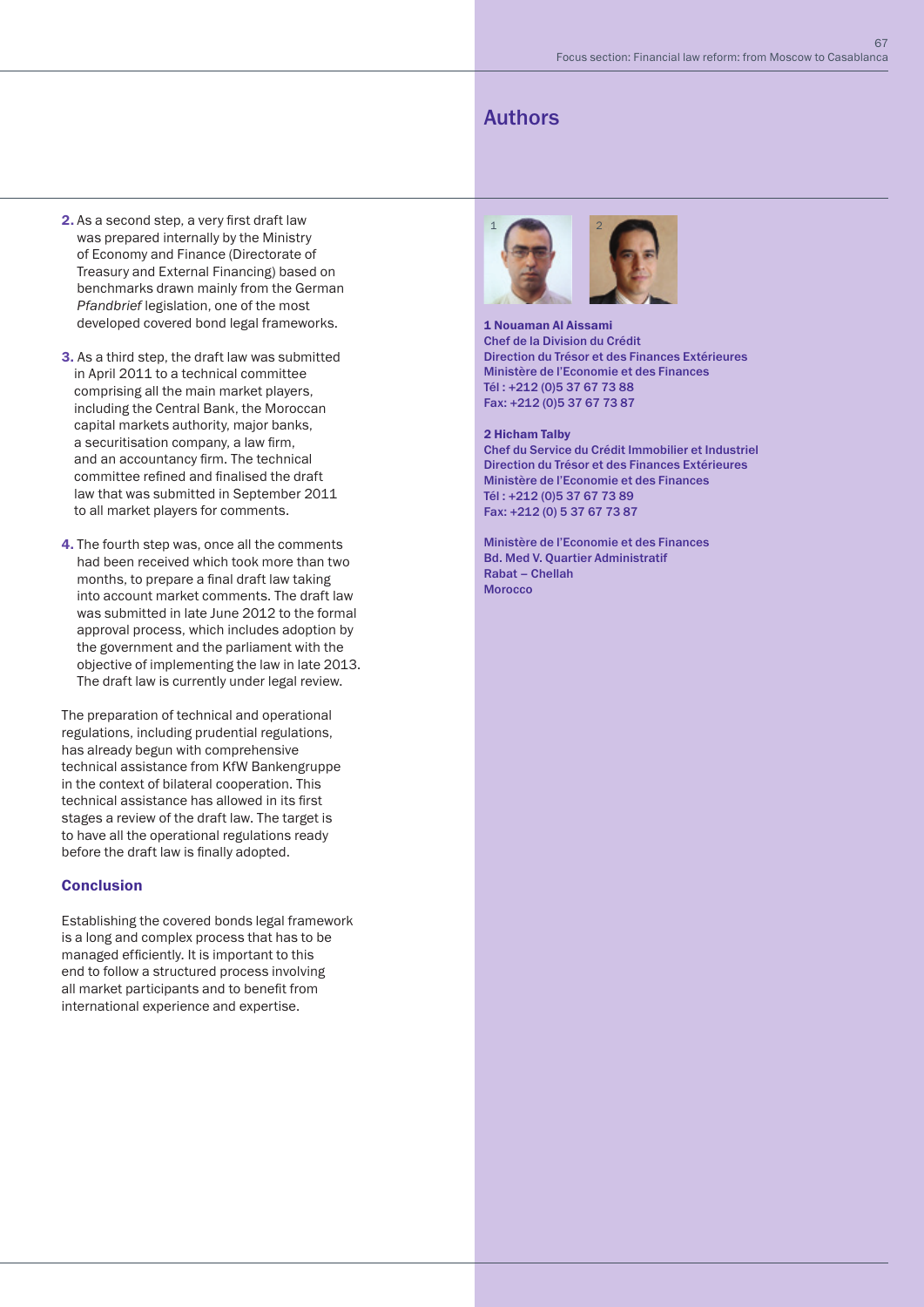2. As a second step, a very first draft law was prepared internally by the Ministry of Economy and Finance (Directorate of Treasury and External Financing) based on benchmarks drawn mainly from the German *Pfandbrief* legislation, one of the most developed covered bond legal frameworks.

3. As a third step, the draft law was submitted in April 2011 to a technical committee comprising all the main market players, including the Central Bank, the Moroccan capital markets authority, major banks, a securitisation company, a law firm, and an accountancy firm. The technical committee refined and finalised the draft law that was submitted in September 2011 to all market players for comments.

4. The fourth step was, once all the comments had been received which took more than two months, to prepare a final draft law taking into account market comments. The draft law was submitted in late June 2012 to the formal approval process, which includes adoption by the government and the parliament with the objective of implementing the law in late 2013. The draft law is currently under legal review.

The preparation of technical and operational regulations, including prudential regulations, has already begun with comprehensive technical assistance from KfW Bankengruppe in the context of bilateral cooperation. This technical assistance has allowed in its first stages a review of the draft law. The target is to have all the operational regulations ready before the draft law is finally adopted.

### Conclusion

Establishing the covered bonds legal framework is a long and complex process that has to be managed efficiently. It is important to this end to follow a structured process involving all market participants and to benefit from international experience and expertise.

## Authors

1 2

**1 Nouaman Al Aissami**
Chef de la Division du Crédit
Direction du Trésor et des Finances Extérieures
Ministère de l'Economie et des Finances
Tél : +212 (0)5 37 67 73 88
Fax: +212 (0)5 37 67 73 87

**2 Hicham Talby**
Chef du Service du Crédit Immobilier et Industriel
Direction du Trésor et des Finances Extérieures
Ministère de l'Economie et des Finances
Tél : +212 (0)5 37 67 73 89
Fax: +212 (0) 5 37 67 73 87

Ministère de l'Economie et des Finances
Bd. Med V. Quartier Administratif
Rabat – Chellah
Morocco